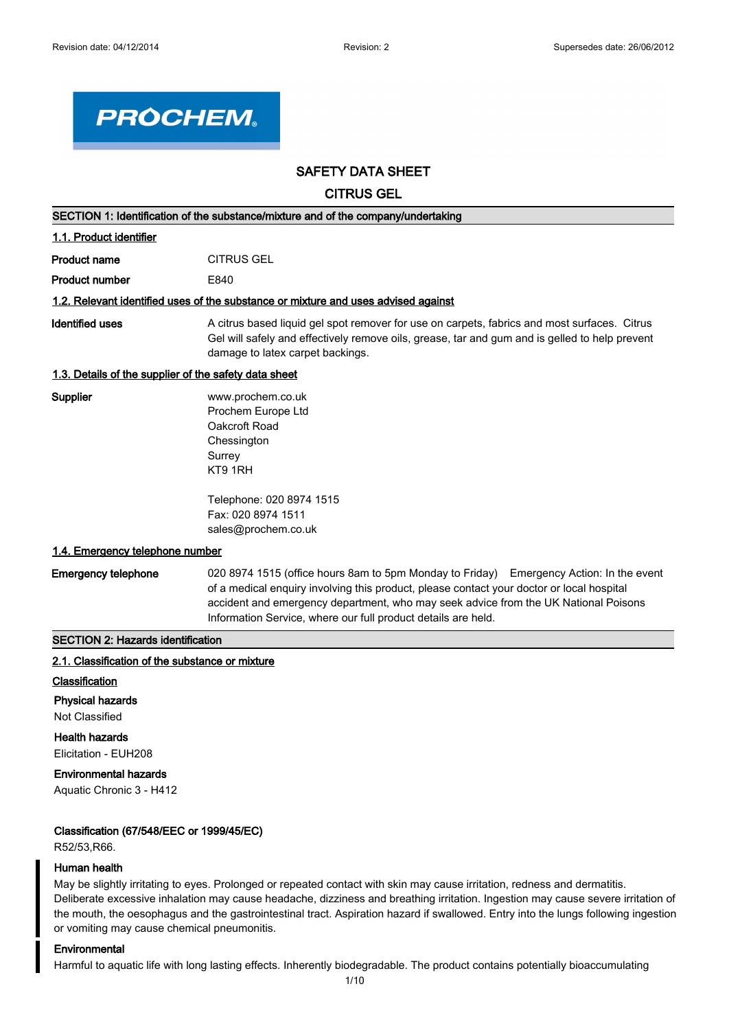Revision date: 04/12/2014 Revision: 2 Supersedes date: 26/06/2012

PROCHEM

# SAFETY DATA SHEET

## CITRUS GEL

### SECTION 1: Identification of the substance/mixture and of the company/undertaking

#### 1.1. Product identifier

**Product name** CITRUS GEL

**Product number** E840

#### 1.2. Relevant identified uses of the substance or mixture and uses advised against

**Identified uses** A citrus based liquid gel spot remover for use on carpets, fabrics and most surfaces. Citrus Gel will safely and effectively remove oils, grease, tar and gum and is gelled to help prevent damage to latex carpet backings.

#### 1.3. Details of the supplier of the safety data sheet

**Supplier**
www.prochem.co.uk
Prochem Europe Ltd
Oakcroft Road
Chessington
Surrey
KT9 1RH

Telephone: 020 8974 1515
Fax: 020 8974 1511
sales@prochem.co.uk

#### 1.4. Emergency telephone number

**Emergency telephone** 020 8974 1515 (office hours 8am to 5pm Monday to Friday) Emergency Action: In the event of a medical enquiry involving this product, please contact your doctor or local hospital accident and emergency department, who may seek advice from the UK National Poisons Information Service, where our full product details are held.

### SECTION 2: Hazards identification

#### 2.1. Classification of the substance or mixture

**Classification**

**Physical hazards**
Not Classified

**Health hazards**
Elicitation - EUH208

**Environmental hazards**
Aquatic Chronic 3 - H412

**Classification (67/548/EEC or 1999/45/EC)**
R52/53,R66.

**Human health**
May be slightly irritating to eyes. Prolonged or repeated contact with skin may cause irritation, redness and dermatitis. Deliberate excessive inhalation may cause headache, dizziness and breathing irritation. Ingestion may cause severe irritation of the mouth, the oesophagus and the gastrointestinal tract. Aspiration hazard if swallowed. Entry into the lungs following ingestion or vomiting may cause chemical pneumonitis.

**Environmental**
Harmful to aquatic life with long lasting effects. Inherently biodegradable. The product contains potentially bioaccumulating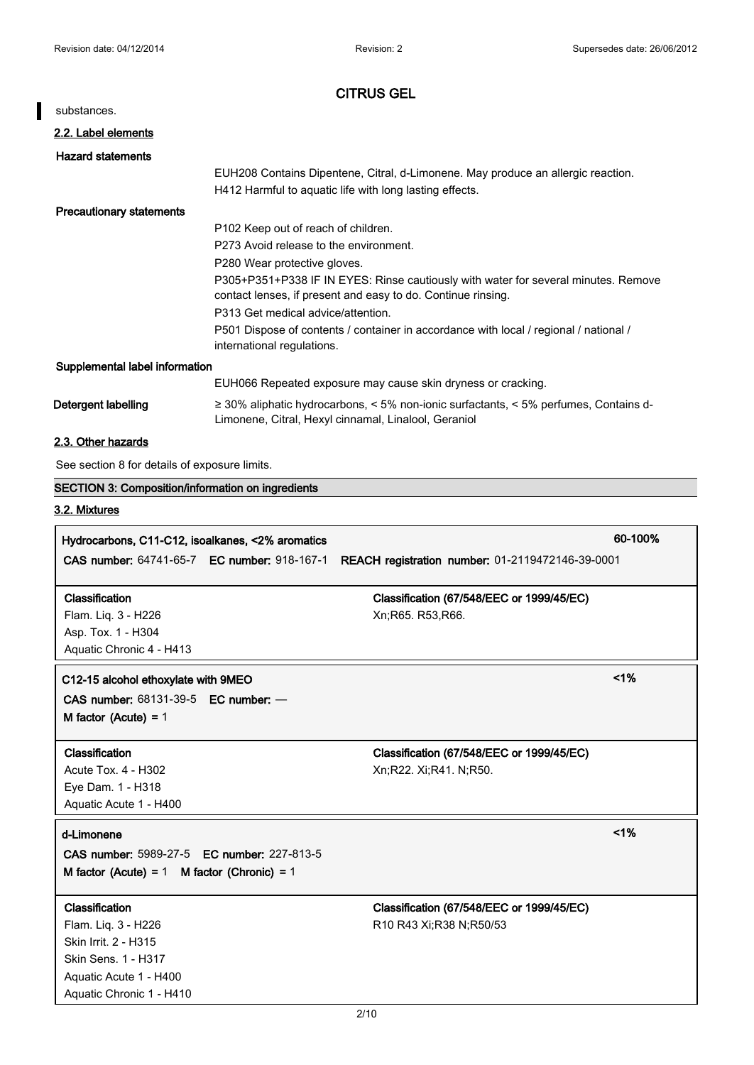# CITRUS GEL

substances.

### 2.2. Label elements

**Hazard statements**

EUH208 Contains Dipentene, Citral, d-Limonene. May produce an allergic reaction.
H412 Harmful to aquatic life with long lasting effects.

**Precautionary statements**

P102 Keep out of reach of children.
P273 Avoid release to the environment.
P280 Wear protective gloves.
P305+P351+P338 IF IN EYES: Rinse cautiously with water for several minutes. Remove contact lenses, if present and easy to do. Continue rinsing.
P313 Get medical advice/attention.
P501 Dispose of contents / container in accordance with local / regional / national / international regulations.

**Supplemental label information**

EUH066 Repeated exposure may cause skin dryness or cracking.

**Detergent labelling**

≥ 30% aliphatic hydrocarbons, < 5% non-ionic surfactants, < 5% perfumes, Contains d-Limonene, Citral, Hexyl cinnamal, Linalool, Geraniol

### 2.3. Other hazards

See section 8 for details of exposure limits.

## SECTION 3: Composition/information on ingredients

### 3.2. Mixtures

**Hydrocarbons, C11-C12, isoalkanes, <2% aromatics** — 60-100%

**CAS number:** 64741-65-7 **EC number:** 918-167-1 **REACH registration number:** 01-2119472146-39-0001

| Classification | Classification (67/548/EEC or 1999/45/EC) |
|---|---|
| Flam. Liq. 3 - H226<br>Asp. Tox. 1 - H304<br>Aquatic Chronic 4 - H413 | Xn;R65. R53,R66. |

**C12-15 alcohol ethoxylate with 9MEO** — <1%

**CAS number:** 68131-39-5 **EC number:** —
**M factor (Acute)** = 1

| Classification | Classification (67/548/EEC or 1999/45/EC) |
|---|---|
| Acute Tox. 4 - H302<br>Eye Dam. 1 - H318<br>Aquatic Acute 1 - H400 | Xn;R22. Xi;R41. N;R50. |

**d-Limonene** — <1%

**CAS number:** 5989-27-5 **EC number:** 227-813-5
**M factor (Acute)** = 1 **M factor (Chronic)** = 1

| Classification | Classification (67/548/EEC or 1999/45/EC) |
|---|---|
| Flam. Liq. 3 - H226<br>Skin Irrit. 2 - H315<br>Skin Sens. 1 - H317<br>Aquatic Acute 1 - H400<br>Aquatic Chronic 1 - H410 | R10 R43 Xi;R38 N;R50/53 |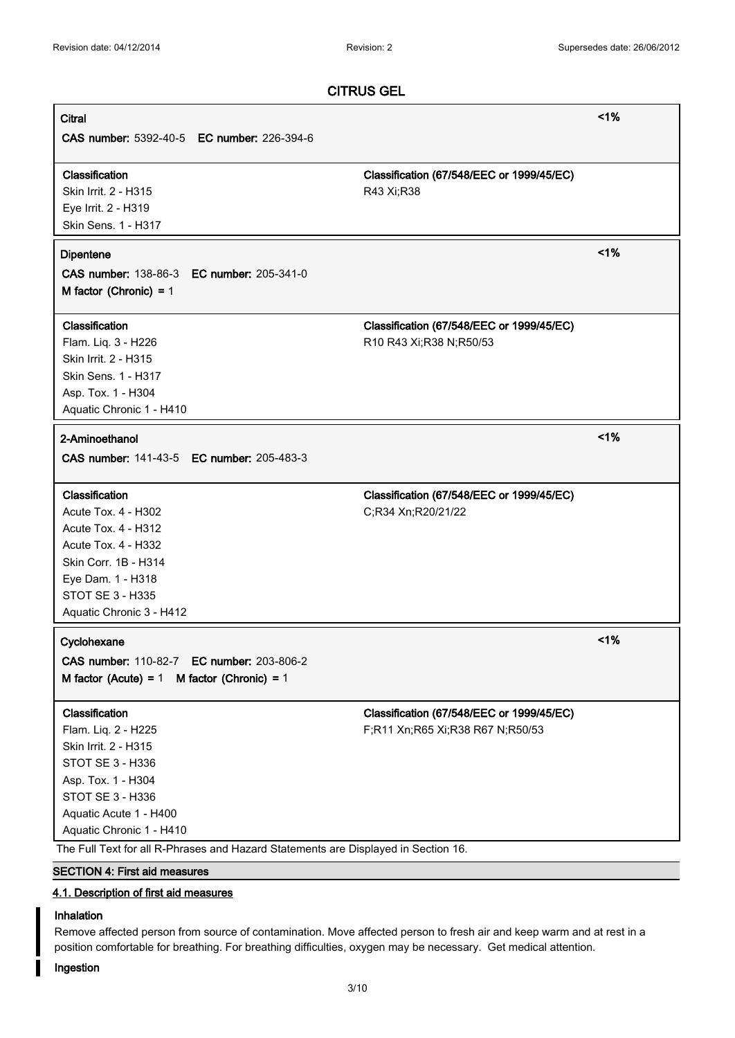# CITRUS GEL

**Citral** <1%

**CAS number:** 5392-40-5 **EC number:** 226-394-6

| Classification | Classification (67/548/EEC or 1999/45/EC) |
|---|---|
| Skin Irrit. 2 - H315<br>Eye Irrit. 2 - H319<br>Skin Sens. 1 - H317 | R43 Xi;R38 |

**Dipentene** <1%

**CAS number:** 138-86-3 **EC number:** 205-341-0
**M factor (Chronic) =** 1

| Classification | Classification (67/548/EEC or 1999/45/EC) |
|---|---|
| Flam. Liq. 3 - H226<br>Skin Irrit. 2 - H315<br>Skin Sens. 1 - H317<br>Asp. Tox. 1 - H304<br>Aquatic Chronic 1 - H410 | R10 R43 Xi;R38 N;R50/53 |

**2-Aminoethanol** <1%

**CAS number:** 141-43-5 **EC number:** 205-483-3

| Classification | Classification (67/548/EEC or 1999/45/EC) |
|---|---|
| Acute Tox. 4 - H302<br>Acute Tox. 4 - H312<br>Acute Tox. 4 - H332<br>Skin Corr. 1B - H314<br>Eye Dam. 1 - H318<br>STOT SE 3 - H335<br>Aquatic Chronic 3 - H412 | C;R34 Xn;R20/21/22 |

**Cyclohexane** <1%

**CAS number:** 110-82-7 **EC number:** 203-806-2
**M factor (Acute) =** 1 **M factor (Chronic) =** 1

| Classification | Classification (67/548/EEC or 1999/45/EC) |
|---|---|
| Flam. Liq. 2 - H225<br>Skin Irrit. 2 - H315<br>STOT SE 3 - H336<br>Asp. Tox. 1 - H304<br>STOT SE 3 - H336<br>Aquatic Acute 1 - H400<br>Aquatic Chronic 1 - H410 | F;R11 Xn;R65 Xi;R38 R67 N;R50/53 |

The Full Text for all R-Phrases and Hazard Statements are Displayed in Section 16.

## SECTION 4: First aid measures

### 4.1. Description of first aid measures

**Inhalation**

Remove affected person from source of contamination. Move affected person to fresh air and keep warm and at rest in a position comfortable for breathing. For breathing difficulties, oxygen may be necessary. Get medical attention.

**Ingestion**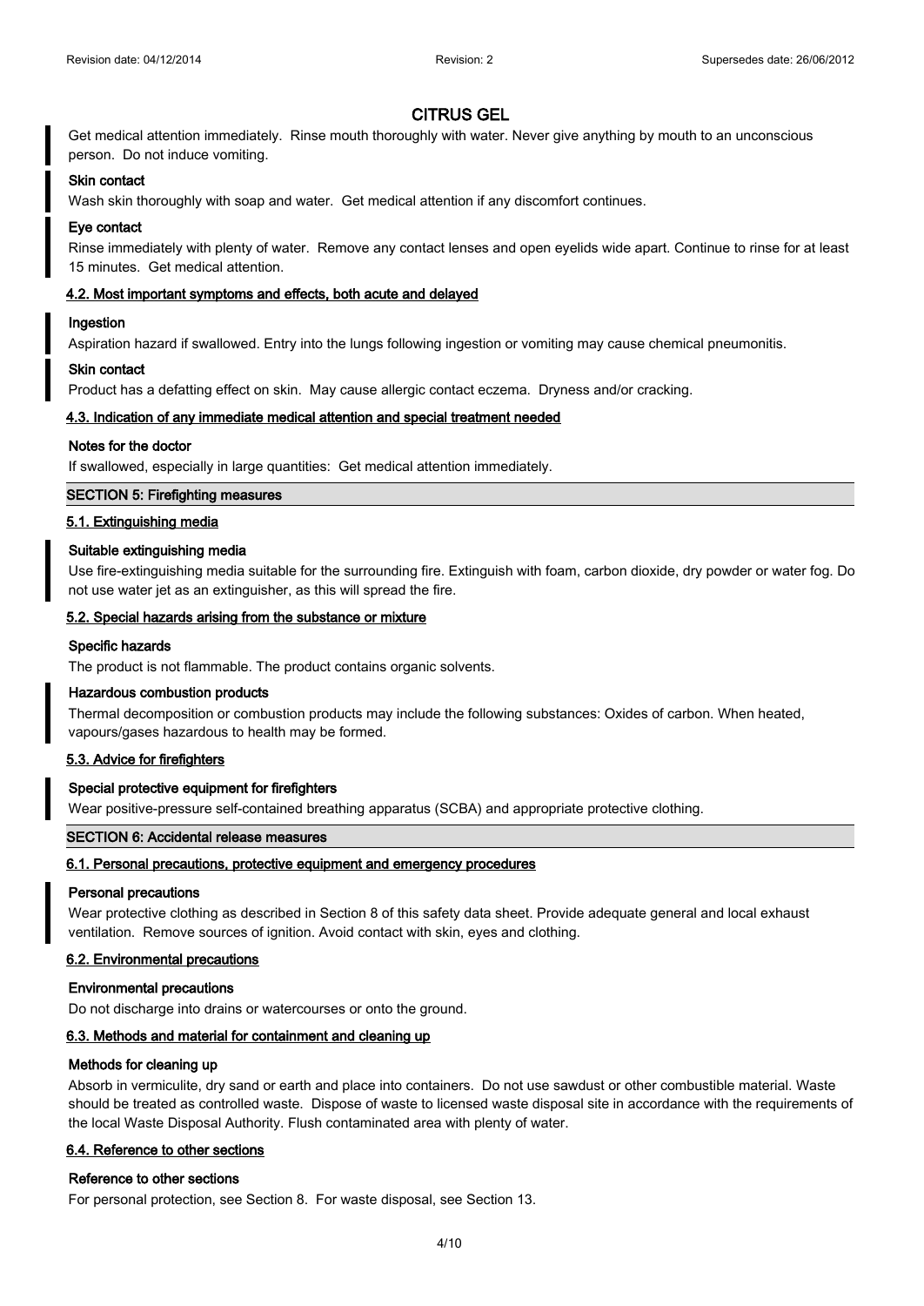# CITRUS GEL

Get medical attention immediately. Rinse mouth thoroughly with water. Never give anything by mouth to an unconscious person. Do not induce vomiting.

**Skin contact**

Wash skin thoroughly with soap and water. Get medical attention if any discomfort continues.

**Eye contact**

Rinse immediately with plenty of water. Remove any contact lenses and open eyelids wide apart. Continue to rinse for at least 15 minutes. Get medical attention.

### 4.2. Most important symptoms and effects, both acute and delayed

**Ingestion**

Aspiration hazard if swallowed. Entry into the lungs following ingestion or vomiting may cause chemical pneumonitis.

**Skin contact**

Product has a defatting effect on skin. May cause allergic contact eczema. Dryness and/or cracking.

### 4.3. Indication of any immediate medical attention and special treatment needed

**Notes for the doctor**

If swallowed, especially in large quantities: Get medical attention immediately.

## SECTION 5: Firefighting measures

### 5.1. Extinguishing media

**Suitable extinguishing media**

Use fire-extinguishing media suitable for the surrounding fire. Extinguish with foam, carbon dioxide, dry powder or water fog. Do not use water jet as an extinguisher, as this will spread the fire.

### 5.2. Special hazards arising from the substance or mixture

**Specific hazards**

The product is not flammable. The product contains organic solvents.

**Hazardous combustion products**

Thermal decomposition or combustion products may include the following substances: Oxides of carbon. When heated, vapours/gases hazardous to health may be formed.

### 5.3. Advice for firefighters

**Special protective equipment for firefighters**

Wear positive-pressure self-contained breathing apparatus (SCBA) and appropriate protective clothing.

## SECTION 6: Accidental release measures

### 6.1. Personal precautions, protective equipment and emergency procedures

**Personal precautions**

Wear protective clothing as described in Section 8 of this safety data sheet. Provide adequate general and local exhaust ventilation. Remove sources of ignition. Avoid contact with skin, eyes and clothing.

### 6.2. Environmental precautions

**Environmental precautions**

Do not discharge into drains or watercourses or onto the ground.

### 6.3. Methods and material for containment and cleaning up

**Methods for cleaning up**

Absorb in vermiculite, dry sand or earth and place into containers. Do not use sawdust or other combustible material. Waste should be treated as controlled waste. Dispose of waste to licensed waste disposal site in accordance with the requirements of the local Waste Disposal Authority. Flush contaminated area with plenty of water.

### 6.4. Reference to other sections

**Reference to other sections**

For personal protection, see Section 8. For waste disposal, see Section 13.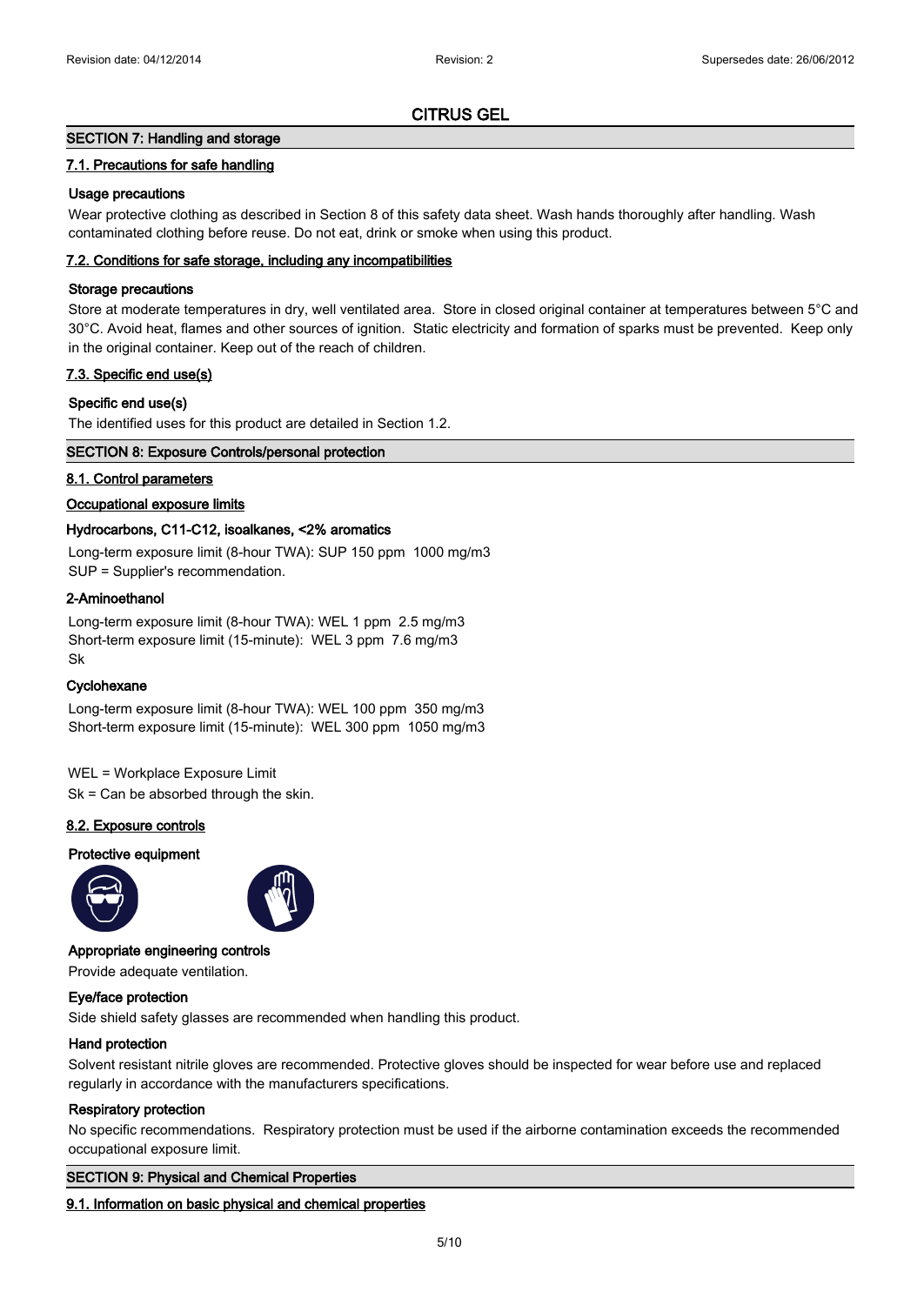# CITRUS GEL

## SECTION 7: Handling and storage

### 7.1. Precautions for safe handling

**Usage precautions**

Wear protective clothing as described in Section 8 of this safety data sheet. Wash hands thoroughly after handling. Wash contaminated clothing before reuse. Do not eat, drink or smoke when using this product.

### 7.2. Conditions for safe storage, including any incompatibilities

**Storage precautions**

Store at moderate temperatures in dry, well ventilated area. Store in closed original container at temperatures between 5°C and 30°C. Avoid heat, flames and other sources of ignition. Static electricity and formation of sparks must be prevented. Keep only in the original container. Keep out of the reach of children.

### 7.3. Specific end use(s)

**Specific end use(s)**

The identified uses for this product are detailed in Section 1.2.

## SECTION 8: Exposure Controls/personal protection

### 8.1. Control parameters

**Occupational exposure limits**

**Hydrocarbons, C11-C12, isoalkanes, <2% aromatics**

Long-term exposure limit (8-hour TWA): SUP 150 ppm 1000 mg/m3
SUP = Supplier's recommendation.

**2-Aminoethanol**

Long-term exposure limit (8-hour TWA): WEL 1 ppm 2.5 mg/m3
Short-term exposure limit (15-minute): WEL 3 ppm 7.6 mg/m3
Sk

**Cyclohexane**

Long-term exposure limit (8-hour TWA): WEL 100 ppm 350 mg/m3
Short-term exposure limit (15-minute): WEL 300 ppm 1050 mg/m3

WEL = Workplace Exposure Limit
Sk = Can be absorbed through the skin.

### 8.2. Exposure controls

**Protective equipment**

**Appropriate engineering controls**

Provide adequate ventilation.

**Eye/face protection**

Side shield safety glasses are recommended when handling this product.

**Hand protection**

Solvent resistant nitrile gloves are recommended. Protective gloves should be inspected for wear before use and replaced regularly in accordance with the manufacturers specifications.

**Respiratory protection**

No specific recommendations. Respiratory protection must be used if the airborne contamination exceeds the recommended occupational exposure limit.

## SECTION 9: Physical and Chemical Properties

### 9.1. Information on basic physical and chemical properties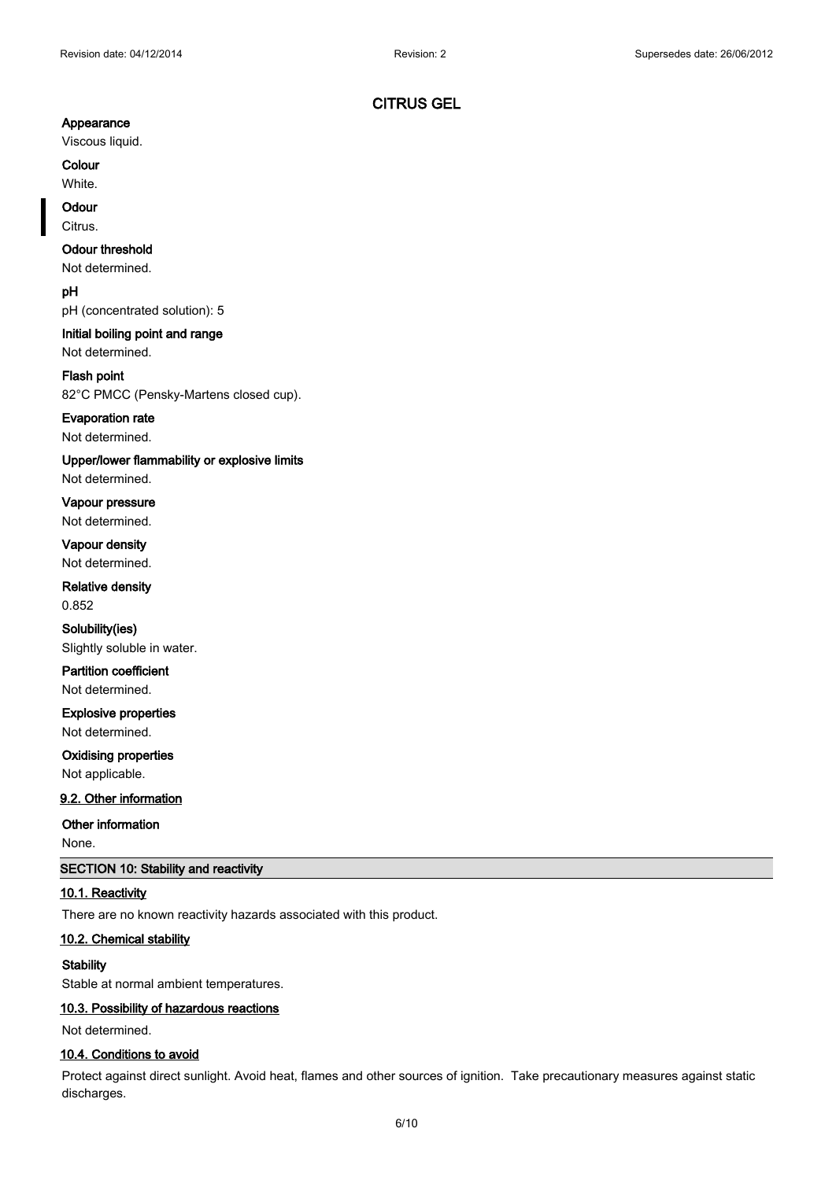# CITRUS GEL

**Appearance**

Viscous liquid.

**Colour**

White.

**Odour**

Citrus.

**Odour threshold**

Not determined.

**pH**

pH (concentrated solution): 5

**Initial boiling point and range**

Not determined.

**Flash point**

82°C PMCC (Pensky-Martens closed cup).

**Evaporation rate**

Not determined.

**Upper/lower flammability or explosive limits**

Not determined.

**Vapour pressure**

Not determined.

**Vapour density**

Not determined.

**Relative density**

0.852

**Solubility(ies)**

Slightly soluble in water.

**Partition coefficient**

Not determined.

**Explosive properties**

Not determined.

**Oxidising properties**

Not applicable.

### 9.2. Other information

**Other information**

None.

## SECTION 10: Stability and reactivity

### 10.1. Reactivity

There are no known reactivity hazards associated with this product.

### 10.2. Chemical stability

**Stability**

Stable at normal ambient temperatures.

### 10.3. Possibility of hazardous reactions

Not determined.

### 10.4. Conditions to avoid

Protect against direct sunlight. Avoid heat, flames and other sources of ignition. Take precautionary measures against static discharges.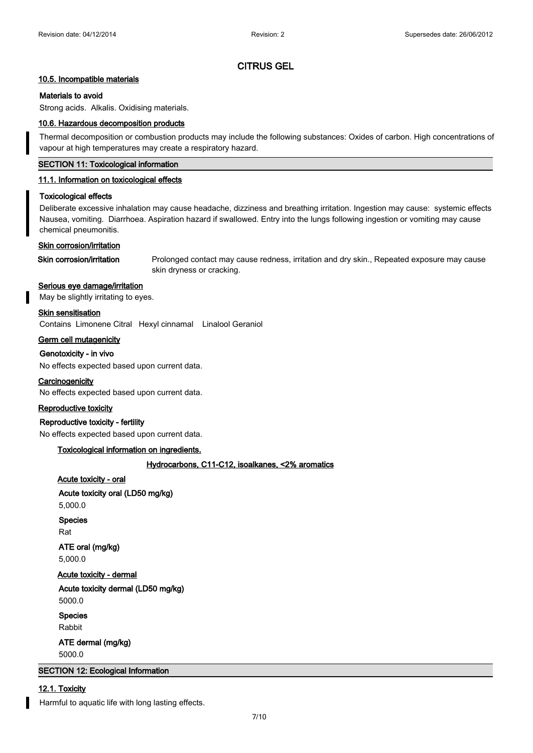# CITRUS GEL

### 10.5. Incompatible materials

**Materials to avoid**

Strong acids. Alkalis. Oxidising materials.

### 10.6. Hazardous decomposition products

Thermal decomposition or combustion products may include the following substances: Oxides of carbon. High concentrations of vapour at high temperatures may create a respiratory hazard.

## SECTION 11: Toxicological information

### 11.1. Information on toxicological effects

**Toxicological effects**

Deliberate excessive inhalation may cause headache, dizziness and breathing irritation. Ingestion may cause: systemic effects Nausea, vomiting. Diarrhoea. Aspiration hazard if swallowed. Entry into the lungs following ingestion or vomiting may cause chemical pneumonitis.

**Skin corrosion/irritation**

**Skin corrosion/irritation** Prolonged contact may cause redness, irritation and dry skin., Repeated exposure may cause skin dryness or cracking.

**Serious eye damage/irritation**

May be slightly irritating to eyes.

**Skin sensitisation**

Contains Limonene Citral Hexyl cinnamal Linalool Geraniol

**Germ cell mutagenicity**

**Genotoxicity - in vivo**

No effects expected based upon current data.

**Carcinogenicity**

No effects expected based upon current data.

**Reproductive toxicity**

**Reproductive toxicity - fertility**

No effects expected based upon current data.

**Toxicological information on ingredients.**

**Hydrocarbons, C11-C12, isoalkanes, <2% aromatics**

**Acute toxicity - oral**

**Acute toxicity oral (LD50 mg/kg)**

5,000.0

**Species**

Rat

**ATE oral (mg/kg)**

5,000.0

**Acute toxicity - dermal**

**Acute toxicity dermal (LD50 mg/kg)**

5000.0

**Species**

Rabbit

**ATE dermal (mg/kg)**

5000.0

## SECTION 12: Ecological Information

### 12.1. Toxicity

Harmful to aquatic life with long lasting effects.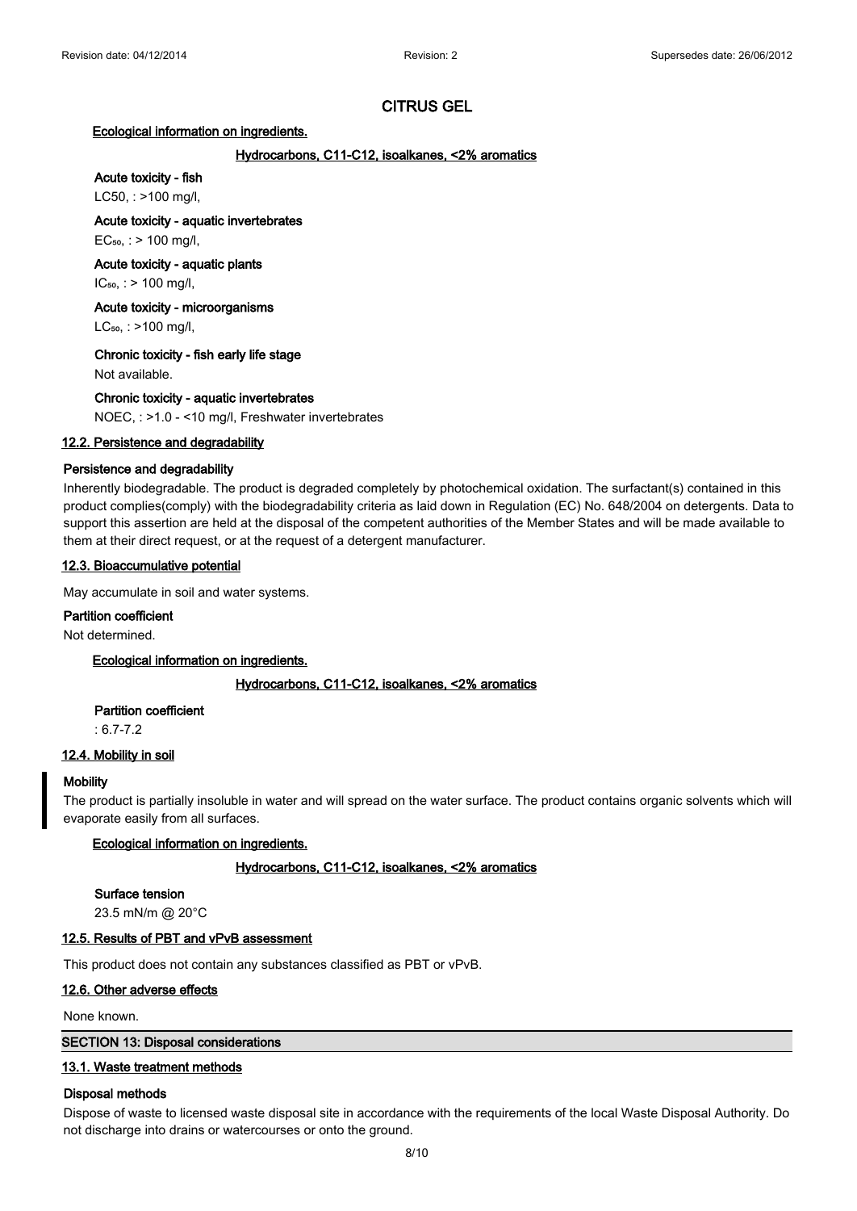# CITRUS GEL

**Ecological information on ingredients.**

**Hydrocarbons, C11-C12, isoalkanes, <2% aromatics**

**Acute toxicity - fish**

LC50, : >100 mg/l,

**Acute toxicity - aquatic invertebrates**

$EC_{50}$, : > 100 mg/l,

**Acute toxicity - aquatic plants**

$IC_{50}$, : > 100 mg/l,

**Acute toxicity - microorganisms**

$LC_{50}$, : >100 mg/l,

**Chronic toxicity - fish early life stage**

Not available.

**Chronic toxicity - aquatic invertebrates**

NOEC, : >1.0 - <10 mg/l, Freshwater invertebrates

## 12.2. Persistence and degradability

**Persistence and degradability**

Inherently biodegradable. The product is degraded completely by photochemical oxidation. The surfactant(s) contained in this product complies(comply) with the biodegradability criteria as laid down in Regulation (EC) No. 648/2004 on detergents. Data to support this assertion are held at the disposal of the competent authorities of the Member States and will be made available to them at their direct request, or at the request of a detergent manufacturer.

## 12.3. Bioaccumulative potential

May accumulate in soil and water systems.

**Partition coefficient**

Not determined.

**Ecological information on ingredients.**

**Hydrocarbons, C11-C12, isoalkanes, <2% aromatics**

**Partition coefficient**

: 6.7-7.2

## 12.4. Mobility in soil

**Mobility**

The product is partially insoluble in water and will spread on the water surface. The product contains organic solvents which will evaporate easily from all surfaces.

**Ecological information on ingredients.**

**Hydrocarbons, C11-C12, isoalkanes, <2% aromatics**

**Surface tension**

23.5 mN/m @ 20°C

## 12.5. Results of PBT and vPvB assessment

This product does not contain any substances classified as PBT or vPvB.

## 12.6. Other adverse effects

None known.

# SECTION 13: Disposal considerations

## 13.1. Waste treatment methods

**Disposal methods**

Dispose of waste to licensed waste disposal site in accordance with the requirements of the local Waste Disposal Authority. Do not discharge into drains or watercourses or onto the ground.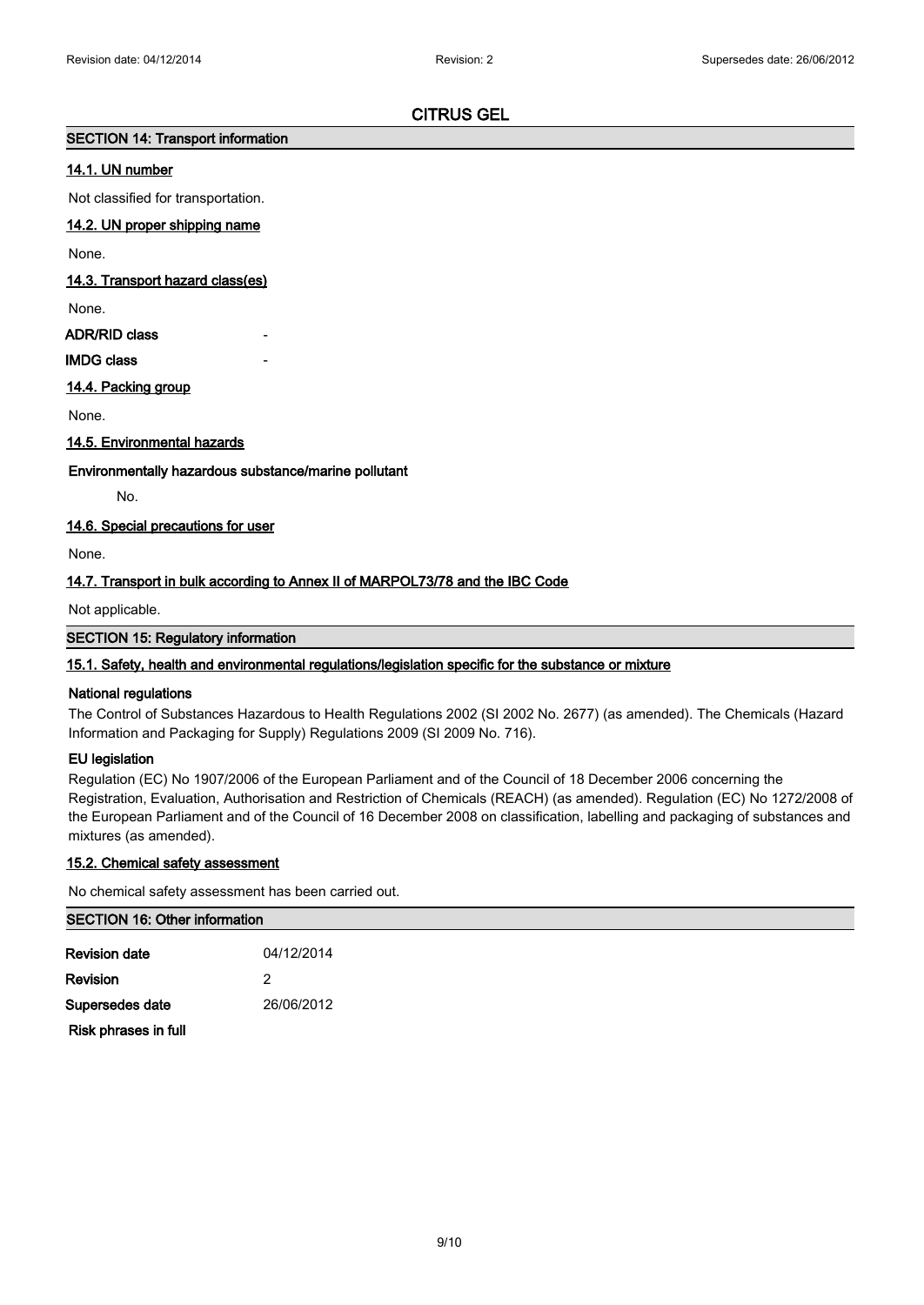# CITRUS GEL

## SECTION 14: Transport information

### 14.1. UN number

Not classified for transportation.

### 14.2. UN proper shipping name

None.

### 14.3. Transport hazard class(es)

None.

**ADR/RID class** -

**IMDG class** -

### 14.4. Packing group

None.

### 14.5. Environmental hazards

**Environmentally hazardous substance/marine pollutant**

No.

### 14.6. Special precautions for user

None.

### 14.7. Transport in bulk according to Annex II of MARPOL73/78 and the IBC Code

Not applicable.

## SECTION 15: Regulatory information

### 15.1. Safety, health and environmental regulations/legislation specific for the substance or mixture

**National regulations**

The Control of Substances Hazardous to Health Regulations 2002 (SI 2002 No. 2677) (as amended). The Chemicals (Hazard Information and Packaging for Supply) Regulations 2009 (SI 2009 No. 716).

**EU legislation**

Regulation (EC) No 1907/2006 of the European Parliament and of the Council of 18 December 2006 concerning the Registration, Evaluation, Authorisation and Restriction of Chemicals (REACH) (as amended). Regulation (EC) No 1272/2008 of the European Parliament and of the Council of 16 December 2008 on classification, labelling and packaging of substances and mixtures (as amended).

### 15.2. Chemical safety assessment

No chemical safety assessment has been carried out.

## SECTION 16: Other information

**Revision date** 04/12/2014

**Revision** 2

**Supersedes date** 26/06/2012

**Risk phrases in full**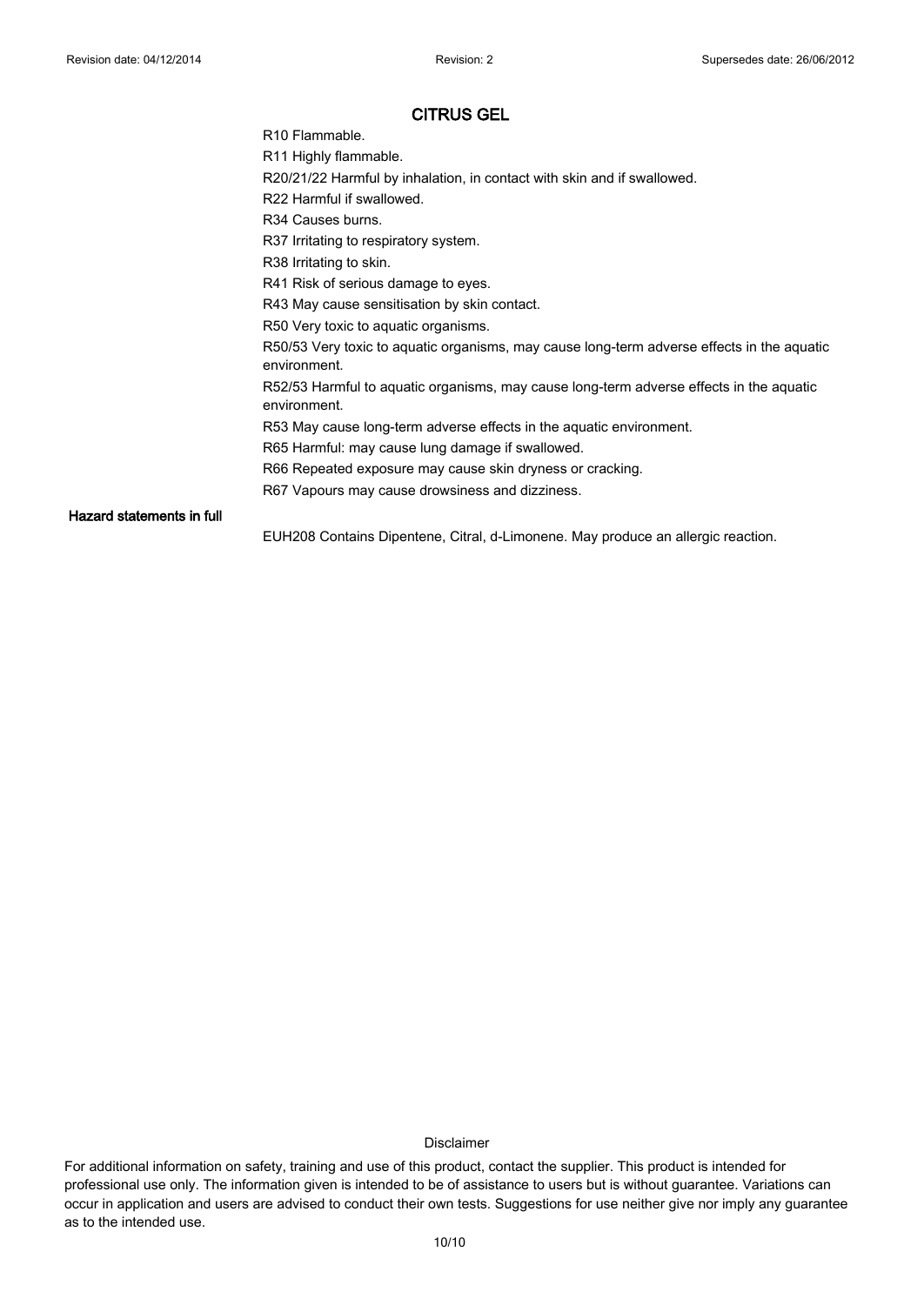## CITRUS GEL

R10 Flammable.

R11 Highly flammable.

R20/21/22 Harmful by inhalation, in contact with skin and if swallowed.

R22 Harmful if swallowed.

R34 Causes burns.

R37 Irritating to respiratory system.

R38 Irritating to skin.

R41 Risk of serious damage to eyes.

R43 May cause sensitisation by skin contact.

R50 Very toxic to aquatic organisms.

R50/53 Very toxic to aquatic organisms, may cause long-term adverse effects in the aquatic environment.

R52/53 Harmful to aquatic organisms, may cause long-term adverse effects in the aquatic environment.

R53 May cause long-term adverse effects in the aquatic environment.

R65 Harmful: may cause lung damage if swallowed.

R66 Repeated exposure may cause skin dryness or cracking.

R67 Vapours may cause drowsiness and dizziness.

**Hazard statements in full**

EUH208 Contains Dipentene, Citral, d-Limonene. May produce an allergic reaction.

Disclaimer

For additional information on safety, training and use of this product, contact the supplier. This product is intended for professional use only. The information given is intended to be of assistance to users but is without guarantee. Variations can occur in application and users are advised to conduct their own tests. Suggestions for use neither give nor imply any guarantee as to the intended use.